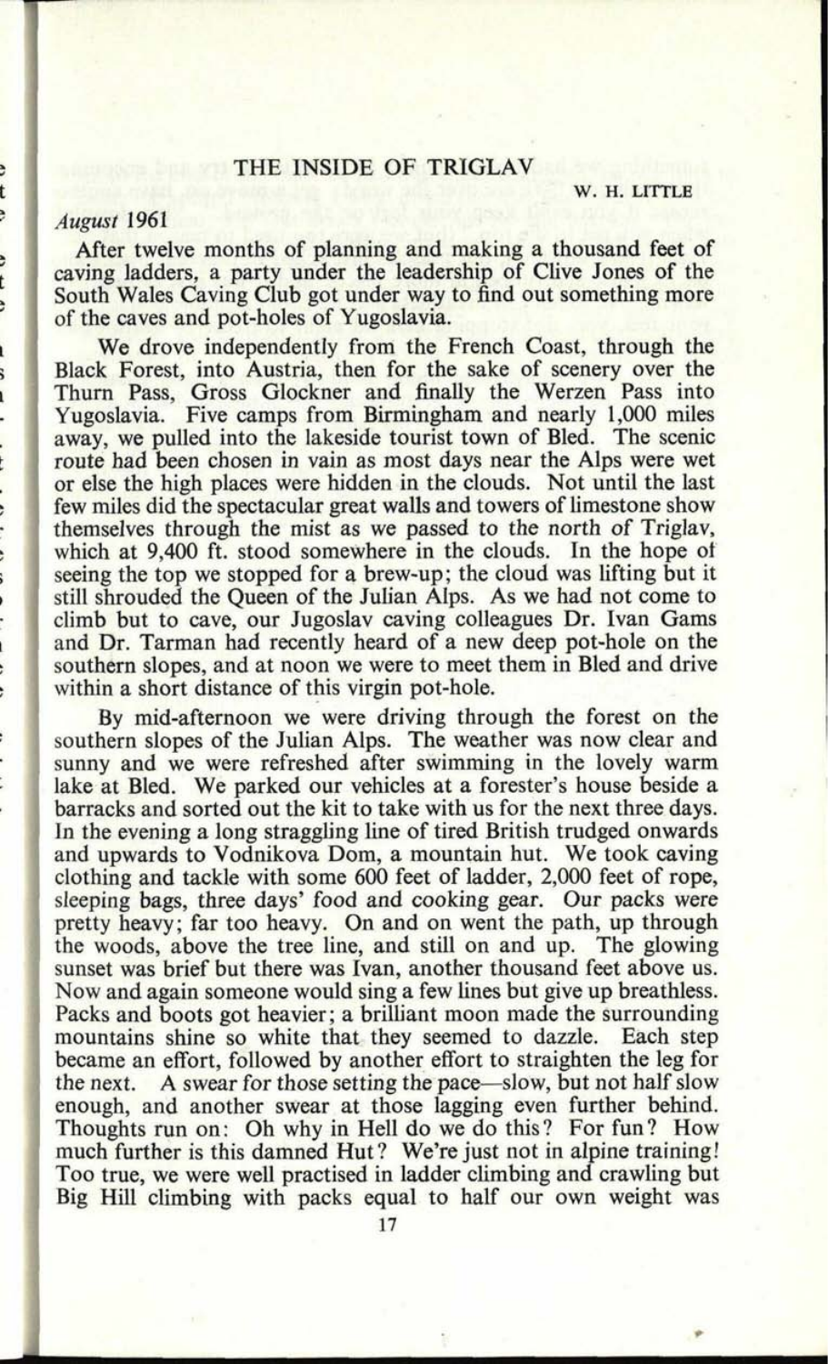# THE INSIDE OF TRIGLAV

W. H. LITTLE

*August* 1961

After twelve months of planning and making a thousand feet of caving ladders, a party under the leadership of Clive Jones of the South Wales Caving Club got under way to find out something more of the caves and pot-holes of Yugoslavia.

We drove independently from the French Coast, through the Black Forest, into Austria, then for the sake of scenery over the Thurn Pass, Gross Glockner and finally the Werzen Pass into Yugoslavia. Five camps from Birmingham and nearly 1,000 miles away, we pulled into the lakeside tourist town of Bled. The scenic route had been chosen in vain as most days near the Alps were wet or else the high places were hidden in the clouds. Not until the last few miles did the spectacular great walls and towers of limestone show themselves through the mist as we passed to the north of Triglav, which at 9,400 ft. stood somewhere in the clouds. In the hope of seeing the top we stopped for a brew-up; the cloud was lifting but it still shrouded the Queen of the Julian Alps. As we had not come to climb but to cave, our Jugoslav caving colleagues Dr. Ivan Gams and Dr. Tarman had recently heard of a new deep pot-hole on the southern slopes, and at noon we were to meet them in Bled and drive within a short distance of this virgin pot-hole.

By mid-afternoon we were driving through the forest on the southern slopes of the Julian Alps. The weather was now clear and sunny and we were refreshed after swimming in the lovely warm lake at Bled. We parked our vehicles at a forester's house beside a barracks and sorted out the kit to take with us for the next three days. In the evening a long straggling line of tired British trudged onwards and upwards to Vodnikova Dom, a mountain hut. We took caving clothing and tackle with some 600 feet of ladder, 2,000 feet of rope, sleeping bags, three days' food and cooking gear. Our packs were pretty heavy; far too heavy. On and on went the path, up through the woods, above the tree line, and still on and up. The glowing sunset was brief but there was Ivan, another thousand feet above us. Now and again someone would sing a few lines but give up breathless. Packs and boots got heavier; a brilliant moon made the surrounding mountains shine so white that they seemed to dazzle. Each step became an effort, followed by another effort to straighten the leg for the next. A swear for those setting the pace—slow, but not half slow enough, and another swear at those lagging even further behind. Thoughts run on: Oh why in Hell do we do this? For fun? How much further is this damned Hut? We're just not in alpine training! Too true, we were well practised in ladder climbing and crawling but Big Hill climbing with packs equal to half our own weight was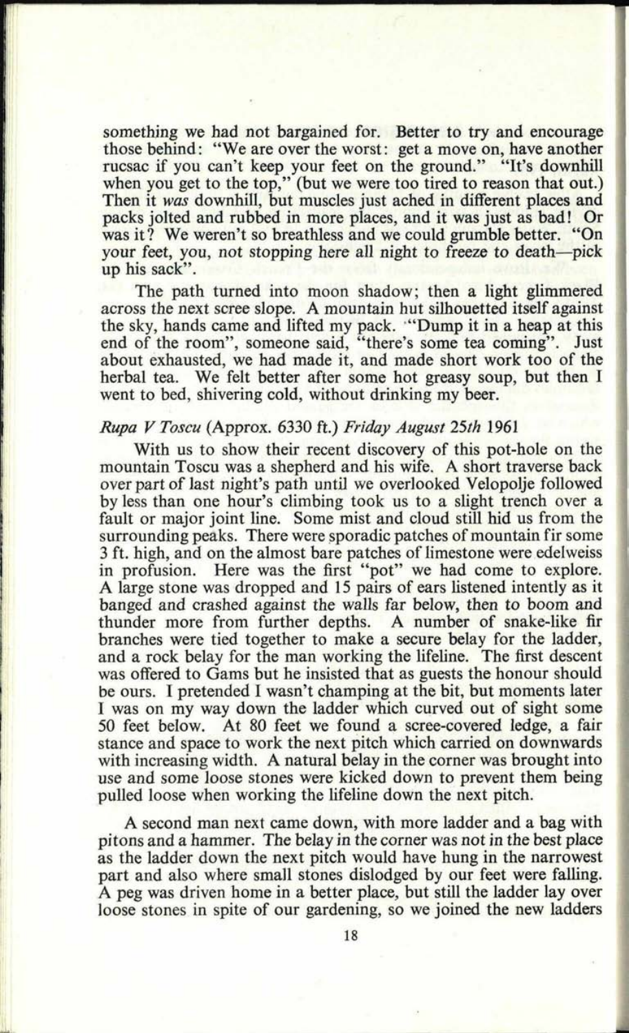something we had not bargained for. Better to try and encourage those behind: "We are over the worst: get a move on, have another rucsac if you can't keep your feet on the ground." "It's downhill when you get to the top," (but we were too tired to reason that out.) Then it *was* downhill, but muscles just ached in different places and packs jolted and rubbed in more places, and it was just as bad! Or was it? We weren't so breathless and we could grumble better. "On your feet, you, not stopping here all night to freeze to death—pick up his sack".

The path turned into moon shadow; then a light glimmered across the next scree slope. A mountain hut silhouetted itself against the sky, hands came and lifted my pack. "Dump it in a heap at this end of the room", someone said, "there's some tea coming". Just about exhausted, we had made it, and made short work too of the herbal tea. We felt better after some hot greasy soup, but then I went to bed, shivering cold, without drinking my beer.

*Rupa V Toscu* (Approx. 6330 ft.) *Friday August 25th* 1961

With us to show their recent discovery of this pot-hole on the mountain Toscu was a shepherd and his wife. A short traverse back over part of last night's path until we overlooked Velopolje followed by less than one hour's climbing took us to a slight trench over a fault or major joint line. Some mist and cloud still hid us from the surrounding peaks. There were sporadic patches of mountain fir some 3 ft. high, and on the almost bare patches of limestone were edelweiss in profusion. Here was the first "pot" we had come to explore. A large stone was dropped and 15 pairs of ears listened intently as it banged and crashed against the walls far below, then to boom and thunder more from further depths. A number of snake-like fir branches were tied together to make a secure belay for the ladder, and a rock belay for the man working the lifeline. The first descent was offered to Gams but he insisted that as guests the honour should be ours. I pretended I wasn't champing at the bit, but moments later I was on my way down the ladder which curved out of sight some 50 feet below. At 80 feet we found a scree-covered ledge, a fair stance and space to work the next pitch which carried on downwards with increasing width. A natural belay in the corner was brought into use and some loose stones were kicked down to prevent them being pulled loose when working the lifeline down the next pitch.

A second man next came down, with more ladder and a bag with pitons and a hammer. The belay in the corner was not in the best place as the ladder down the next pitch would have hung in the narrowest part and also where small stones dislodged by our feet were falling. A peg was driven home in a better place, but still the ladder lay over loose stones in spite of our gardening, so we joined the new ladders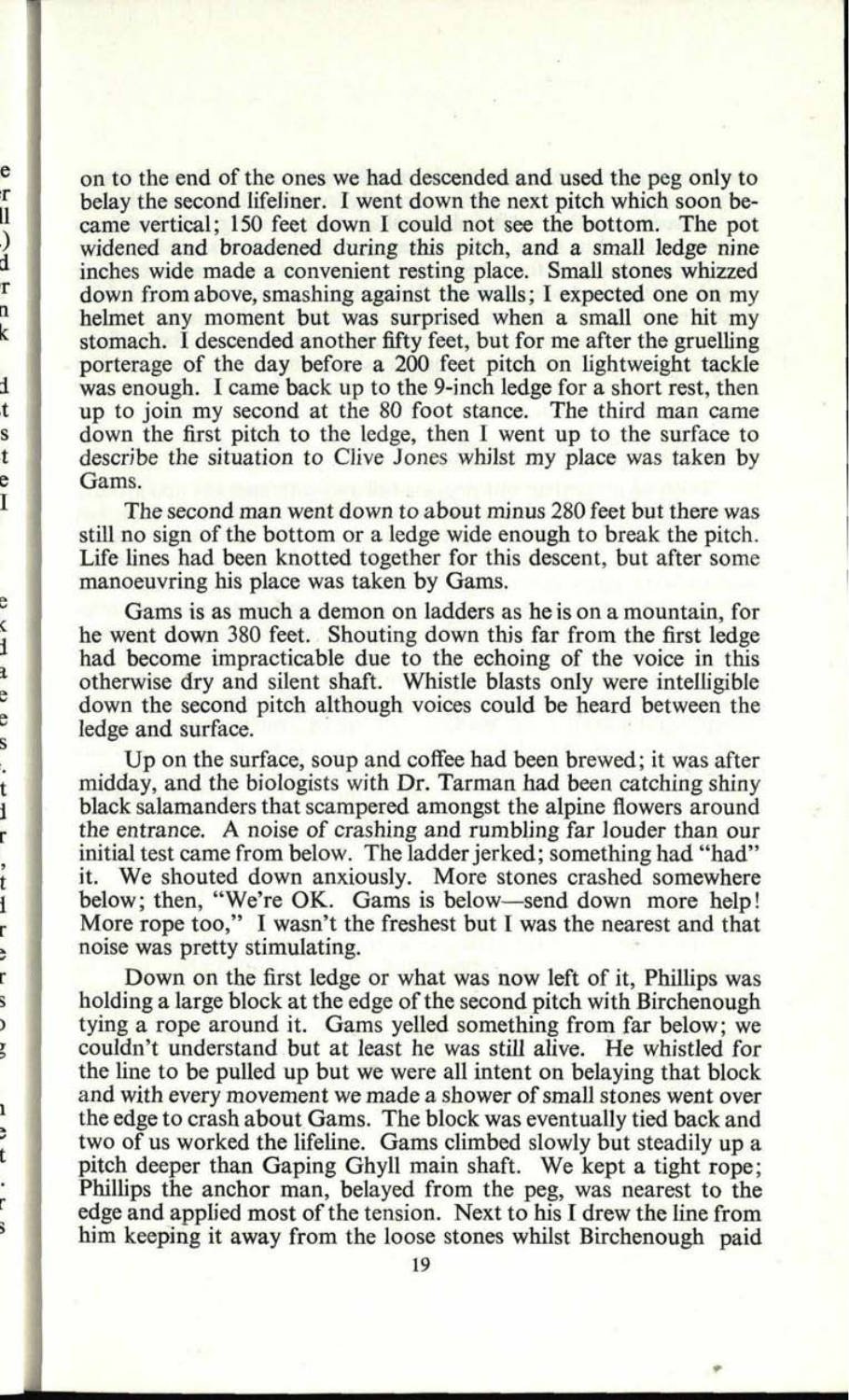on to the end of the ones we had descended and used the peg only to belay the second lifeliner. I went down the next pitch which soon became vertical; 150 feet down I could not see the bottom. The pot widened and broadened during this pitch, and a small ledge nine inches wide made a convenient resting place. Small stones whizzed down from above, smashing against the walls; I expected one on my helmet any moment but was surprised when a small one hit my stomach. I descended another fifty feet, but for me after the gruelling porterage of the day before a 200 feet pitch on lightweight tackle was enough. I came back up to the 9-inch ledge for a short rest, then up to join my second at the 80 foot stance. The third man came down the first pitch to the ledge, then I went up to the surface to describe the situation to Clive Jones whilst my place was taken by Gams.

The second man went down to about minus 280 feet but there was still no sign of the bottom or a ledge wide enough to break the pitch. Life lines had been knotted together for this descent, but after some manoeuvring his place was taken by Gams.

Gams is as much a demon on ladders as he is on a mountain, for he went down 380 feet. Shouting down this far from the first ledge had become impracticable due to the echoing of the voice in this otherwise dry and silent shaft. Whistle blasts only were intelligible down the second pitch although voices could be heard between the ledge and surface.

Up on the surface, soup and coffee had been brewed; it was after midday, and the biologists with Dr. Tarman had been catching shiny black salamanders that scampered amongst the alpine flowers around the entrance. A noise of crashing and rumbling far louder than our initial test came from below. The ladder jerked; something had "had" it. We shouted down anxiously. More stones crashed somewhere below; then, "We're OK. Gams is below—send down more help! More rope too," I wasn't the freshest but I was the nearest and that noise was pretty stimulating.

Down on the first ledge or what was now left of it, Phillips was holding a large block at the edge of the second pitch with Birchenough tying a rope around it. Gams yelled something from far below; we couldn't understand but at least he was still alive. He whistled for the line to be pulled up but we were all intent on belaying that block and with every movement we made a shower of small stones went over the edge to crash about Gams. The block was eventually tied back and two of us worked the lifeline. Gams climbed slowly but steadily up a pitch deeper than Gaping Ghyll main shaft. We kept a tight rope; Phillips the anchor man, belayed from the peg, was nearest to the edge and applied most of the tension. Next to his I drew the line from him keeping it away from the loose stones whilst Birchenough paid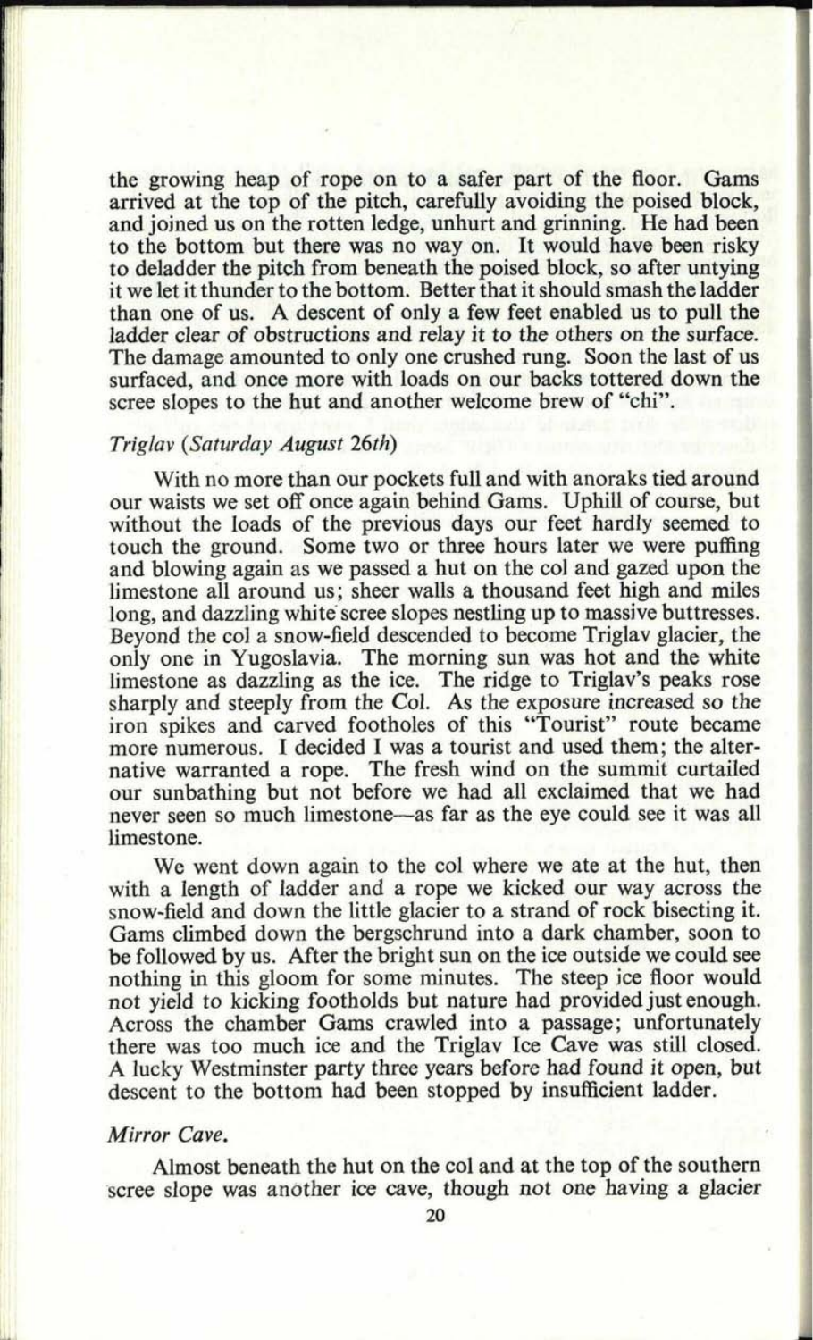the growing heap of rope on to a safer part of the floor. Gams arrived at the top of the pitch, carefully avoiding the poised block, and joined us on the rotten ledge, unhurt and grinning. He had been to the bottom but there was no way on. It would have been risky to deladder the pitch from beneath the poised block, so after untying it we let it thunder to the bottom. Better that it should smash the ladder than one of us. A descent of only a few feet enabled us to pull the ladder clear of obstructions and relay it to the others on the surface. The damage amounted to only one crushed rung. Soon the last of us surfaced, and once more with loads on our backs tottered down the scree slopes to the hut and another welcome brew of "chi".

*Triglav (Saturday August 26th)*

With no more than our pockets full and with anoraks tied around our waists we set off once again behind Gams. Uphill of course, but without the loads of the previous days our feet hardly seemed to touch the ground. Some two or three hours later we were puffing and blowing again as we passed a hut on the col and gazed upon the limestone all around us; sheer walls a thousand feet high and miles long, and dazzling white scree slopes nestling up to massive buttresses. Beyond the col a snow-field descended to become Triglav glacier, the only one in Yugoslavia. The morning sun was hot and the white limestone as dazzling as the ice. The ridge to Triglav's peaks rose sharply and steeply from the Col. As the exposure increased so the iron spikes and carved footholes of this "Tourist" route became more numerous. I decided I was a tourist and used them; the alternative warranted a rope. The fresh wind on the summit curtailed our sunbathing but not before we had all exclaimed that we had never seen so much limestone—as far as the eye could see it was all limestone.

We went down again to the col where we ate at the hut, then with a length of ladder and a rope we kicked our way across the snow-field and down the little glacier to a strand of rock bisecting it. Gams climbed down the bergschrund into a dark chamber, soon to be followed by us. After the bright sun on the ice outside we could see nothing in this gloom for some minutes. The steep ice floor would not yield to kicking footholds but nature had provided just enough. Across the chamber Gams crawled into a passage; unfortunately there was too much ice and the Triglav Ice Cave was still closed. A lucky Westminster party three years before had found it open, but descent to the bottom had been stopped by insufficient ladder.

*Mirror Cave.*

Almost beneath the hut on the col and at the top of the southern scree slope was another ice cave, though not one having a glacier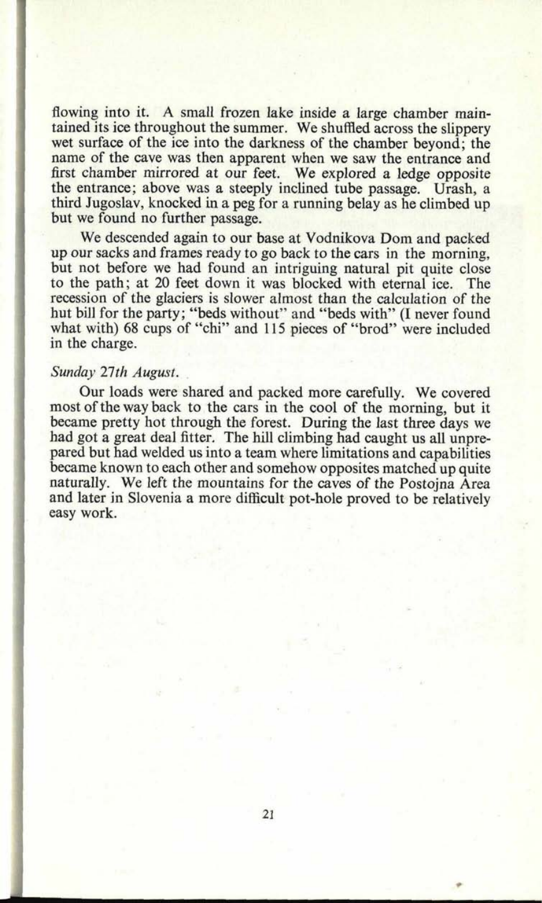flowing into it. A small frozen lake inside a large chamber maintained its ice throughout the summer. We shuffled across the slippery wet surface of the ice into the darkness of the chamber beyond; the name of the cave was then apparent when we saw the entrance and first chamber mirrored at our feet. We explored a ledge opposite the entrance; above was a steeply inclined tube passage. Urash, a third Jugoslav, knocked in a peg for a running belay as he climbed up but we found no further passage.

We descended again to our base at Vodnikova Dom and packed up our sacks and frames ready to go back to the cars in the morning, but not before we had found an intriguing natural pit quite close to the path; at 20 feet down it was blocked with eternal ice. The recession of the glaciers is slower almost than the calculation of the hut bill for the party; "beds without" and "beds with" (I never found what with) 68 cups of "chi" and 115 pieces of "brod" were included in the charge.

*Sunday 27th August.*

Our loads were shared and packed more carefully. We covered most of the way back to the cars in the cool of the morning, but it became pretty hot through the forest. During the last three days we had got a great deal fitter. The hill climbing had caught us all unprepared but had welded us into a team where limitations and capabilities became known to each other and somehow opposites matched up quite naturally. We left the mountains for the caves of the Postojna Area and later in Slovenia a more difficult pot-hole proved to be relatively easy work.